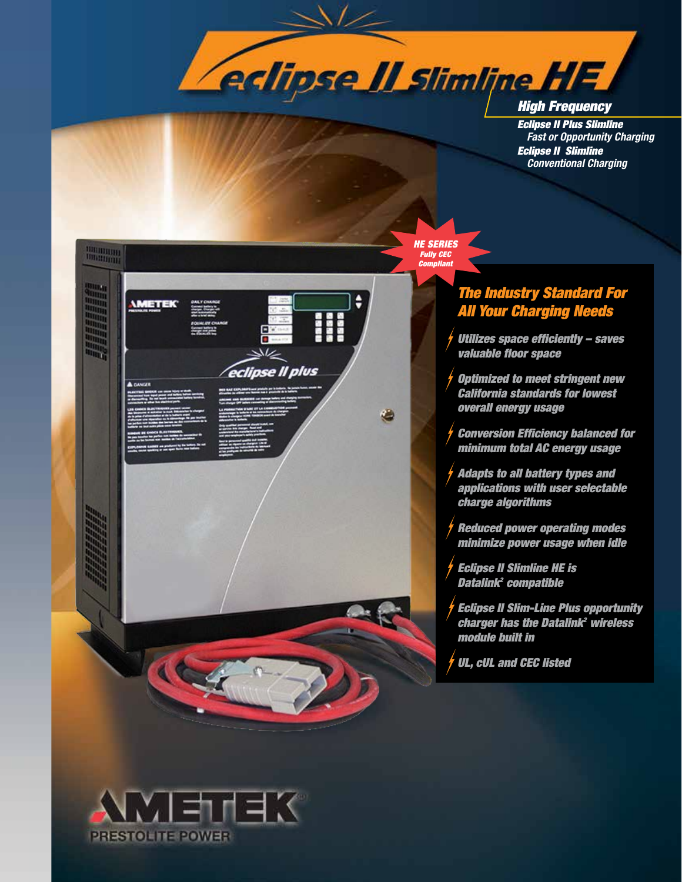# eclipse II Slimline HE

## High Frequency

***Eclipse II Plus Slimline***
*Fast or Opportunity Charging*

***Eclipse II Slimline***
*Conventional Charging*

**HE SERIES**
*Fully CEC Compliant*

## The Industry Standard For All Your Charging Needs

- ***Utilizes space efficiently – saves valuable floor space***
- ***Optimized to meet stringent new California standards for lowest overall energy usage***
- ***Conversion Efficiency balanced for minimum total AC energy usage***
- ***Adapts to all battery types and applications with user selectable charge algorithms***
- ***Reduced power operating modes minimize power usage when idle***
- ***Eclipse II Slimline HE is Datalink² compatible***
- ***Eclipse II Slim-Line Plus opportunity charger has the Datalink² wireless module built in***
- ***UL, cUL and CEC listed***

AMETEK® PRESTOLITE POWER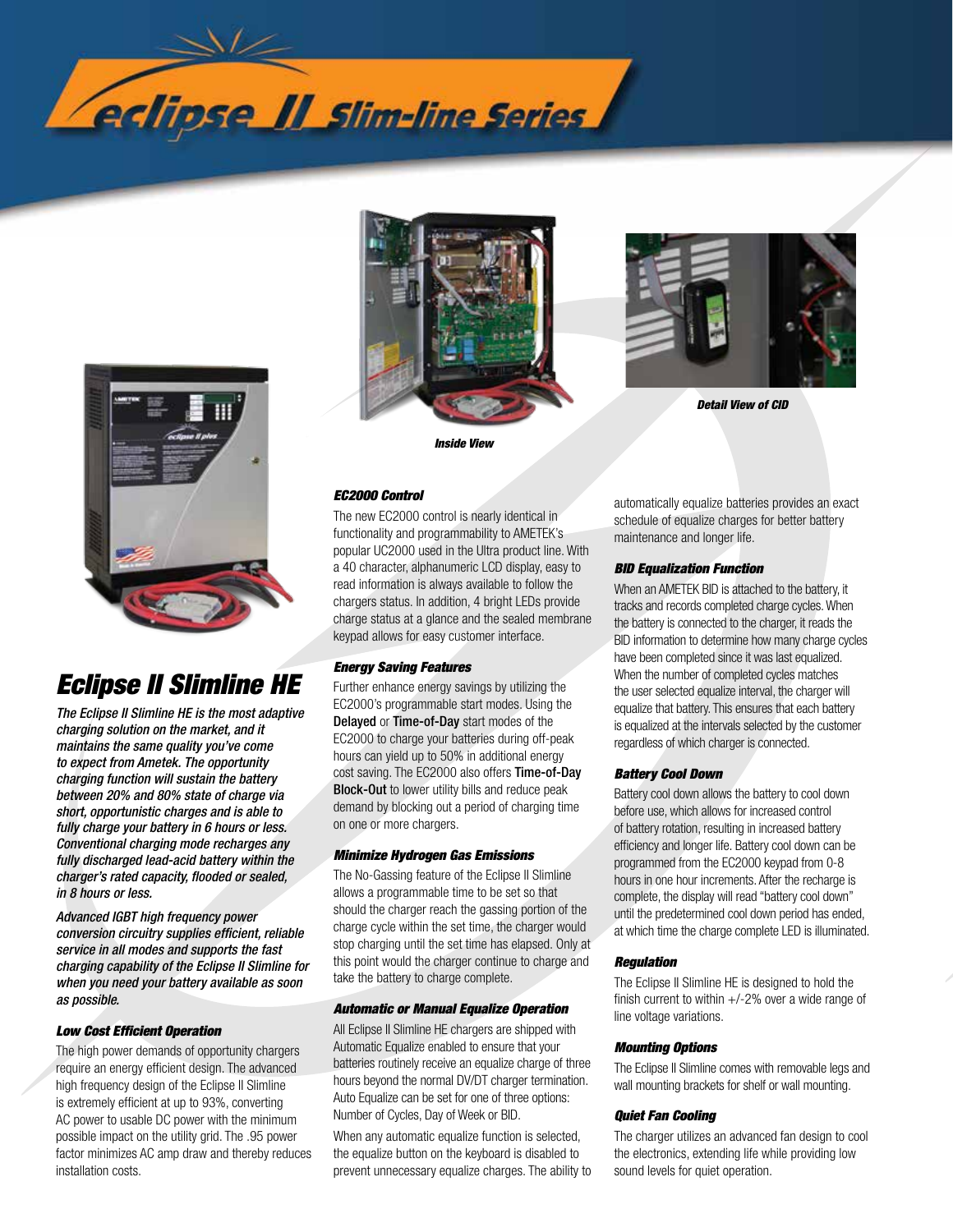# eclipse II Slim-line Series

*Inside View*

*Detail View of CID*

## Eclipse II Slimline HE

***The Eclipse II Slimline HE is the most adaptive charging solution on the market, and it maintains the same quality you've come to expect from Ametek. The opportunity charging function will sustain the battery between 20% and 80% state of charge via short, opportunistic charges and is able to fully charge your battery in 6 hours or less. Conventional charging mode recharges any fully discharged lead-acid battery within the charger's rated capacity, flooded or sealed, in 8 hours or less.***

***Advanced IGBT high frequency power conversion circuitry supplies efficient, reliable service in all modes and supports the fast charging capability of the Eclipse II Slimline for when you need your battery available as soon as possible.***

#### *Low Cost Efficient Operation*

The high power demands of opportunity chargers require an energy efficient design. The advanced high frequency design of the Eclipse II Slimline is extremely efficient at up to 93%, converting AC power to usable DC power with the minimum possible impact on the utility grid. The .95 power factor minimizes AC amp draw and thereby reduces installation costs.

#### *EC2000 Control*

The new EC2000 control is nearly identical in functionality and programmability to AMETEK's popular UC2000 used in the Ultra product line. With a 40 character, alphanumeric LCD display, easy to read information is always available to follow the chargers status. In addition, 4 bright LEDs provide charge status at a glance and the sealed membrane keypad allows for easy customer interface.

#### *Energy Saving Features*

Further enhance energy savings by utilizing the EC2000's programmable start modes. Using the **Delayed** or **Time-of-Day** start modes of the EC2000 to charge your batteries during off-peak hours can yield up to 50% in additional energy cost saving. The EC2000 also offers **Time-of-Day Block-Out** to lower utility bills and reduce peak demand by blocking out a period of charging time on one or more chargers.

#### *Minimize Hydrogen Gas Emissions*

The No-Gassing feature of the Eclipse II Slimline allows a programmable time to be set so that should the charger reach the gassing portion of the charge cycle within the set time, the charger would stop charging until the set time has elapsed. Only at this point would the charger continue to charge and take the battery to charge complete.

#### *Automatic or Manual Equalize Operation*

All Eclipse II Slimline HE chargers are shipped with Automatic Equalize enabled to ensure that your batteries routinely receive an equalize charge of three hours beyond the normal DV/DT charger termination. Auto Equalize can be set for one of three options: Number of Cycles, Day of Week or BID.

When any automatic equalize function is selected, the equalize button on the keyboard is disabled to prevent unnecessary equalize charges. The ability to automatically equalize batteries provides an exact schedule of equalize charges for better battery maintenance and longer life.

#### *BID Equalization Function*

When an AMETEK BID is attached to the battery, it tracks and records completed charge cycles. When the battery is connected to the charger, it reads the BID information to determine how many charge cycles have been completed since it was last equalized. When the number of completed cycles matches the user selected equalize interval, the charger will equalize that battery. This ensures that each battery is equalized at the intervals selected by the customer regardless of which charger is connected.

#### *Battery Cool Down*

Battery cool down allows the battery to cool down before use, which allows for increased control of battery rotation, resulting in increased battery efficiency and longer life. Battery cool down can be programmed from the EC2000 keypad from 0-8 hours in one hour increments. After the recharge is complete, the display will read "battery cool down" until the predetermined cool down period has ended, at which time the charge complete LED is illuminated.

#### *Regulation*

The Eclipse II Slimline HE is designed to hold the finish current to within +/-2% over a wide range of line voltage variations.

#### *Mounting Options*

The Eclipse II Slimline comes with removable legs and wall mounting brackets for shelf or wall mounting.

#### *Quiet Fan Cooling*

The charger utilizes an advanced fan design to cool the electronics, extending life while providing low sound levels for quiet operation.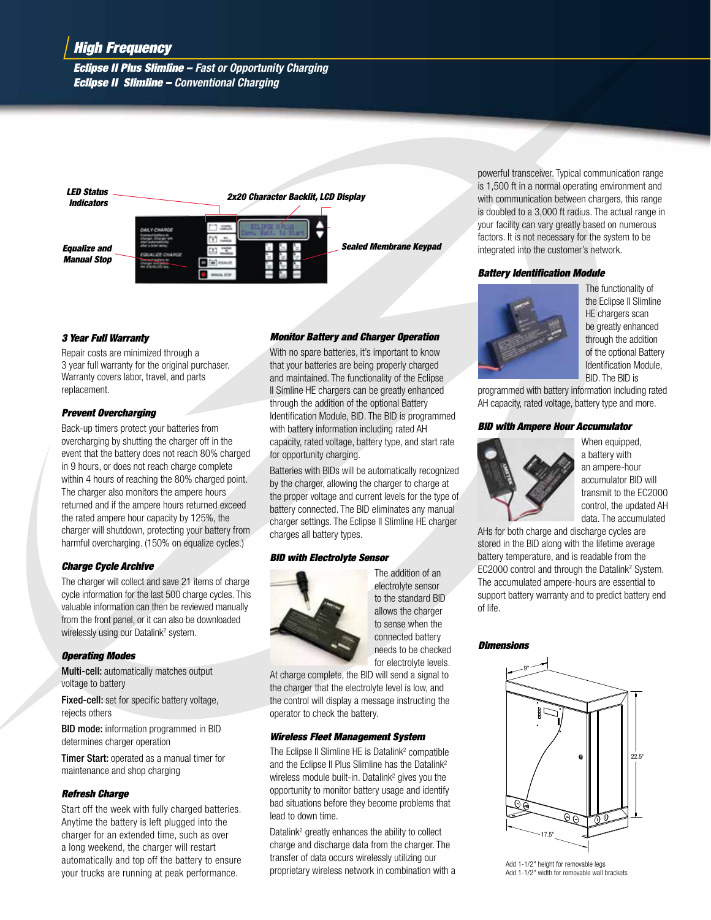# High Frequency

## Eclipse II Plus Slimline – Fast or Opportunity Charging
## Eclipse II Slimline – Conventional Charging

LED Status Indicators

2x20 Character Backlit, LCD Display

Equalize and Manual Stop

Sealed Membrane Keypad

### 3 Year Full Warranty

Repair costs are minimized through a 3 year full warranty for the original purchaser. Warranty covers labor, travel, and parts replacement.

### Prevent Overcharging

Back-up timers protect your batteries from overcharging by shutting the charger off in the event that the battery does not reach 80% charged in 9 hours, or does not reach charge complete within 4 hours of reaching the 80% charged point. The charger also monitors the ampere hours returned and if the ampere hours returned exceed the rated ampere hour capacity by 125%, the charger will shutdown, protecting your battery from harmful overcharging. (150% on equalize cycles.)

### Charge Cycle Archive

The charger will collect and save 21 items of charge cycle information for the last 500 charge cycles. This valuable information can then be reviewed manually from the front panel, or it can also be downloaded wirelessly using our Datalink[2] system.

### Operating Modes

**Multi-cell:** automatically matches output voltage to battery

**Fixed-cell:** set for specific battery voltage, rejects others

**BID mode:** information programmed in BID determines charger operation

**Timer Start:** operated as a manual timer for maintenance and shop charging

### Refresh Charge

Start off the week with fully charged batteries. Anytime the battery is left plugged into the charger for an extended time, such as over a long weekend, the charger will restart automatically and top off the battery to ensure your trucks are running at peak performance.

### Monitor Battery and Charger Operation

With no spare batteries, it's important to know that your batteries are being properly charged and maintained. The functionality of the Eclipse II Slimline HE chargers can be greatly enhanced through the addition of the optional Battery Identification Module, BID. The BID is programmed with battery information including rated AH capacity, rated voltage, battery type, and start rate for opportunity charging.

Batteries with BIDs will be automatically recognized by the charger, allowing the charger to charge at the proper voltage and current levels for the type of battery connected. The BID eliminates any manual charger settings. The Eclipse II Slimline HE charger charges all battery types.

### BID with Electrolyte Sensor

The addition of an electrolyte sensor to the standard BID allows the charger to sense when the connected battery needs to be checked for electrolyte levels. At charge complete, the BID will send a signal to the charger that the electrolyte level is low, and the control will display a message instructing the operator to check the battery.

### Wireless Fleet Management System

The Eclipse II Slimline HE is Datalink[2] compatible and the Eclipse II Plus Slimline has the Datalink[2] wireless module built-in. Datalink[2] gives you the opportunity to monitor battery usage and identify bad situations before they become problems that lead to down time.

Datalink[2] greatly enhances the ability to collect charge and discharge data from the charger. The transfer of data occurs wirelessly utilizing our proprietary wireless network in combination with a powerful transceiver. Typical communication range is 1,500 ft in a normal operating environment and with communication between chargers, this range is doubled to a 3,000 ft radius. The actual range in your facility can vary greatly based on numerous factors. It is not necessary for the system to be integrated into the customer's network.

### Battery Identification Module

The functionality of the Eclipse II Slimline HE chargers scan be greatly enhanced through the addition of the optional Battery Identification Module, BID. The BID is programmed with battery information including rated AH capacity, rated voltage, battery type and more.

### BID with Ampere Hour Accumulator

When equipped, a battery with an ampere-hour accumulator BID will transmit to the EC2000 control, the updated AH data. The accumulated AHs for both charge and discharge cycles are stored in the BID along with the lifetime average battery temperature, and is readable from the EC2000 control and through the Datalink[2] System. The accumulated ampere-hours are essential to support battery warranty and to predict battery end of life.

### Dimensions

9"

22.5"

17.5"

Add 1-1/2" height for removable legs
Add 1-1/2" width for removable wall brackets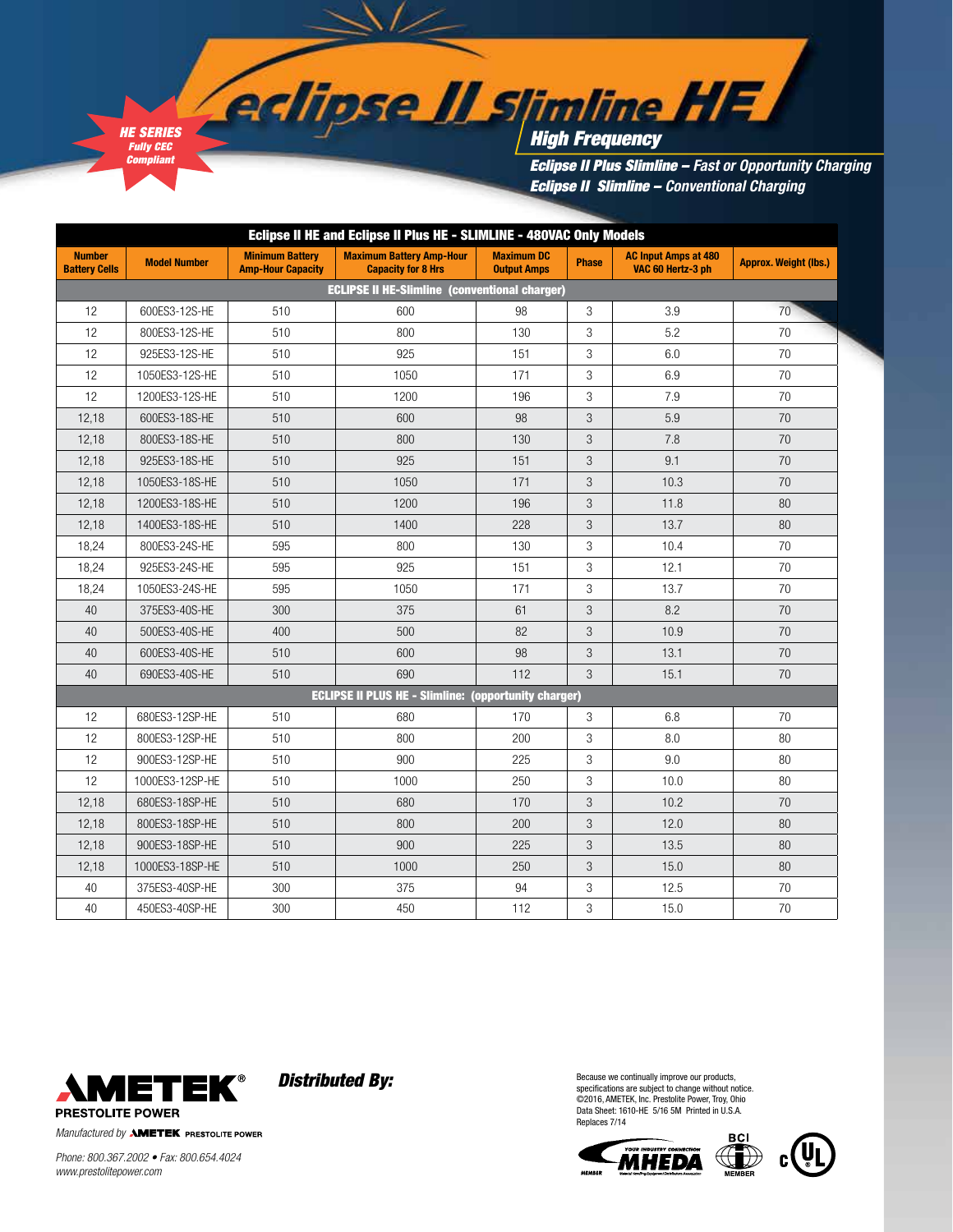# eclipse II Slimline HE

HE SERIES
Fully CEC Compliant

## High Frequency

***Eclipse II Plus Slimline** – Fast or Opportunity Charging*
***Eclipse II Slimline** – Conventional Charging*

| Eclipse II HE and Eclipse II Plus HE - SLIMLINE - 480VAC Only Models | | | | | | | |
|---|---|---|---|---|---|---|---|
| **Number Battery Cells** | **Model Number** | **Minimum Battery Amp-Hour Capacity** | **Maximum Battery Amp-Hour Capacity for 8 Hrs** | **Maximum DC Output Amps** | **Phase** | **AC Input Amps at 480 VAC 60 Hertz-3 ph** | **Approx. Weight (lbs.)** |
| **ECLIPSE II HE-Slimline (conventional charger)** | | | | | | | |
| 12 | 600ES3-12S-HE | 510 | 600 | 98 | 3 | 3.9 | 70 |
| 12 | 800ES3-12S-HE | 510 | 800 | 130 | 3 | 5.2 | 70 |
| 12 | 925ES3-12S-HE | 510 | 925 | 151 | 3 | 6.0 | 70 |
| 12 | 1050ES3-12S-HE | 510 | 1050 | 171 | 3 | 6.9 | 70 |
| 12 | 1200ES3-12S-HE | 510 | 1200 | 196 | 3 | 7.9 | 70 |
| 12,18 | 600ES3-18S-HE | 510 | 600 | 98 | 3 | 5.9 | 70 |
| 12,18 | 800ES3-18S-HE | 510 | 800 | 130 | 3 | 7.8 | 70 |
| 12,18 | 925ES3-18S-HE | 510 | 925 | 151 | 3 | 9.1 | 70 |
| 12,18 | 1050ES3-18S-HE | 510 | 1050 | 171 | 3 | 10.3 | 70 |
| 12,18 | 1200ES3-18S-HE | 510 | 1200 | 196 | 3 | 11.8 | 80 |
| 12,18 | 1400ES3-18S-HE | 510 | 1400 | 228 | 3 | 13.7 | 80 |
| 18,24 | 800ES3-24S-HE | 595 | 800 | 130 | 3 | 10.4 | 70 |
| 18,24 | 925ES3-24S-HE | 595 | 925 | 151 | 3 | 12.1 | 70 |
| 18,24 | 1050ES3-24S-HE | 595 | 1050 | 171 | 3 | 13.7 | 70 |
| 40 | 375ES3-40S-HE | 300 | 375 | 61 | 3 | 8.2 | 70 |
| 40 | 500ES3-40S-HE | 400 | 500 | 82 | 3 | 10.9 | 70 |
| 40 | 600ES3-40S-HE | 510 | 600 | 98 | 3 | 13.1 | 70 |
| 40 | 690ES3-40S-HE | 510 | 690 | 112 | 3 | 15.1 | 70 |
| **ECLIPSE II PLUS HE - Slimline: (opportunity charger)** | | | | | | | |
| 12 | 680ES3-12SP-HE | 510 | 680 | 170 | 3 | 6.8 | 70 |
| 12 | 800ES3-12SP-HE | 510 | 800 | 200 | 3 | 8.0 | 80 |
| 12 | 900ES3-12SP-HE | 510 | 900 | 225 | 3 | 9.0 | 80 |
| 12 | 1000ES3-12SP-HE | 510 | 1000 | 250 | 3 | 10.0 | 80 |
| 12,18 | 680ES3-18SP-HE | 510 | 680 | 170 | 3 | 10.2 | 70 |
| 12,18 | 800ES3-18SP-HE | 510 | 800 | 200 | 3 | 12.0 | 80 |
| 12,18 | 900ES3-18SP-HE | 510 | 900 | 225 | 3 | 13.5 | 80 |
| 12,18 | 1000ES3-18SP-HE | 510 | 1000 | 250 | 3 | 15.0 | 80 |
| 40 | 375ES3-40SP-HE | 300 | 375 | 94 | 3 | 12.5 | 70 |
| 40 | 450ES3-40SP-HE | 300 | 450 | 112 | 3 | 15.0 | 70 |

AMETEK®
PRESTOLITE POWER

*Manufactured by* AMETEK PRESTOLITE POWER

*Phone: 800.367.2002 • Fax: 800.654.4024*
*www.prestolitepower.com*

***Distributed By:***

Because we continually improve our products, specifications are subject to change without notice.
©2016, AMETEK, Inc. Prestolite Power, Troy, Ohio
Data Sheet: 1610-HE 5/16 5M Printed in U.S.A.
Replaces 7/14

MHEDA MEMBER — BCI MEMBER — c UL